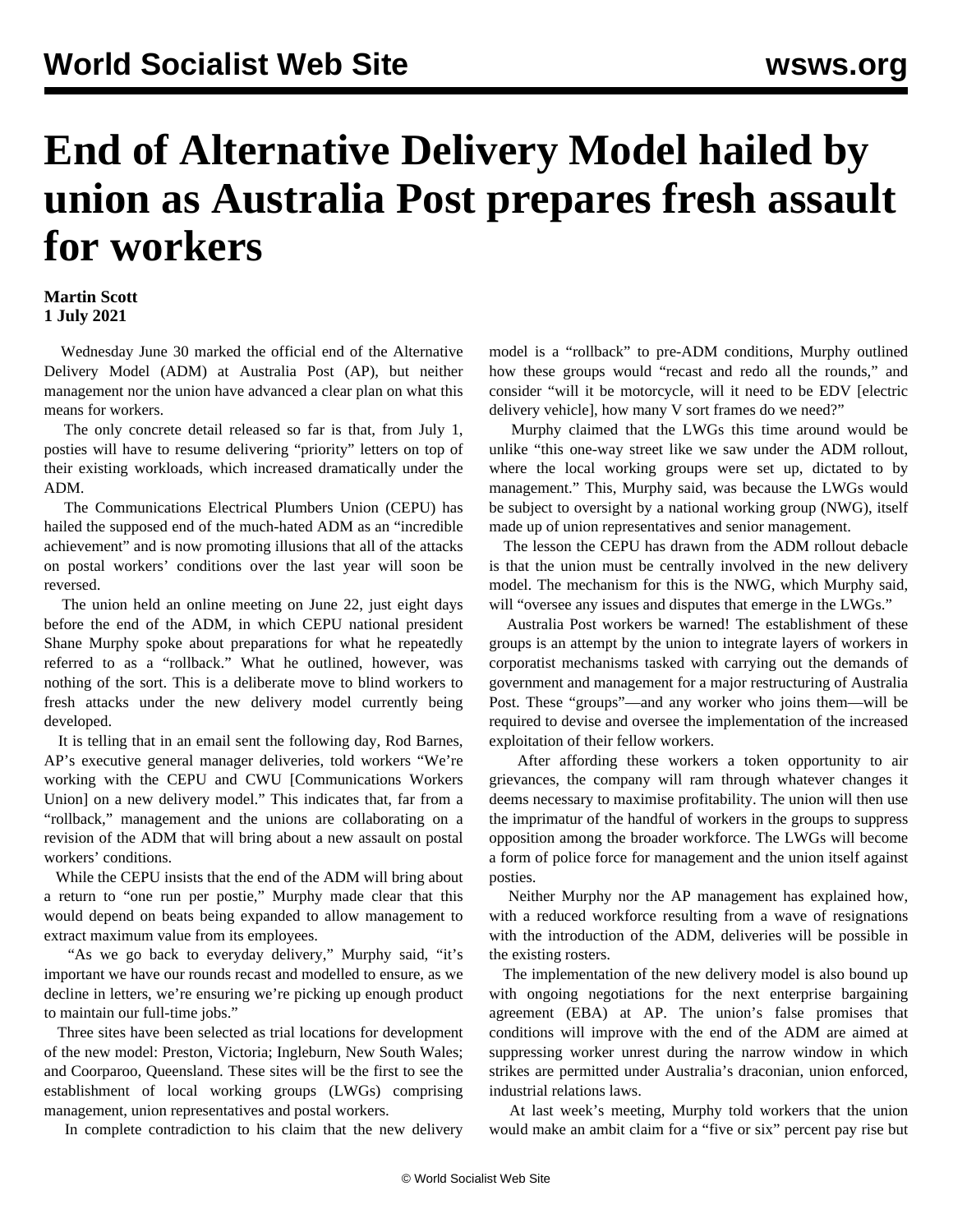# End of Alternative Delivery Model hailed by union as Australia Post prepares fresh assault for workers

**Martin Scott**
**1 July 2021**

Wednesday June 30 marked the official end of the Alternative Delivery Model (ADM) at Australia Post (AP), but neither management nor the union have advanced a clear plan on what this means for workers.

The only concrete detail released so far is that, from July 1, posties will have to resume delivering "priority" letters on top of their existing workloads, which increased dramatically under the ADM.

The Communications Electrical Plumbers Union (CEPU) has hailed the supposed end of the much-hated ADM as an "incredible achievement" and is now promoting illusions that all of the attacks on postal workers' conditions over the last year will soon be reversed.

The union held an online meeting on June 22, just eight days before the end of the ADM, in which CEPU national president Shane Murphy spoke about preparations for what he repeatedly referred to as a "rollback." What he outlined, however, was nothing of the sort. This is a deliberate move to blind workers to fresh attacks under the new delivery model currently being developed.

It is telling that in an email sent the following day, Rod Barnes, AP's executive general manager deliveries, told workers "We're working with the CEPU and CWU [Communications Workers Union] on a new delivery model." This indicates that, far from a "rollback," management and the unions are collaborating on a revision of the ADM that will bring about a new assault on postal workers' conditions.

While the CEPU insists that the end of the ADM will bring about a return to "one run per postie," Murphy made clear that this would depend on beats being expanded to allow management to extract maximum value from its employees.

"As we go back to everyday delivery," Murphy said, "it's important we have our rounds recast and modelled to ensure, as we decline in letters, we're ensuring we're picking up enough product to maintain our full-time jobs."

Three sites have been selected as trial locations for development of the new model: Preston, Victoria; Ingleburn, New South Wales; and Coorparoo, Queensland. These sites will be the first to see the establishment of local working groups (LWGs) comprising management, union representatives and postal workers.

In complete contradiction to his claim that the new delivery model is a "rollback" to pre-ADM conditions, Murphy outlined how these groups would "recast and redo all the rounds," and consider "will it be motorcycle, will it need to be EDV [electric delivery vehicle], how many V sort frames do we need?"

Murphy claimed that the LWGs this time around would be unlike "this one-way street like we saw under the ADM rollout, where the local working groups were set up, dictated to by management." This, Murphy said, was because the LWGs would be subject to oversight by a national working group (NWG), itself made up of union representatives and senior management.

The lesson the CEPU has drawn from the ADM rollout debacle is that the union must be centrally involved in the new delivery model. The mechanism for this is the NWG, which Murphy said, will "oversee any issues and disputes that emerge in the LWGs."

Australia Post workers be warned! The establishment of these groups is an attempt by the union to integrate layers of workers in corporatist mechanisms tasked with carrying out the demands of government and management for a major restructuring of Australia Post. These "groups"—and any worker who joins them—will be required to devise and oversee the implementation of the increased exploitation of their fellow workers.

After affording these workers a token opportunity to air grievances, the company will ram through whatever changes it deems necessary to maximise profitability. The union will then use the imprimatur of the handful of workers in the groups to suppress opposition among the broader workforce. The LWGs will become a form of police force for management and the union itself against posties.

Neither Murphy nor the AP management has explained how, with a reduced workforce resulting from a wave of resignations with the introduction of the ADM, deliveries will be possible in the existing rosters.

The implementation of the new delivery model is also bound up with ongoing negotiations for the next enterprise bargaining agreement (EBA) at AP. The union's false promises that conditions will improve with the end of the ADM are aimed at suppressing worker unrest during the narrow window in which strikes are permitted under Australia's draconian, union enforced, industrial relations laws.

At last week's meeting, Murphy told workers that the union would make an ambit claim for a "five or six" percent pay rise but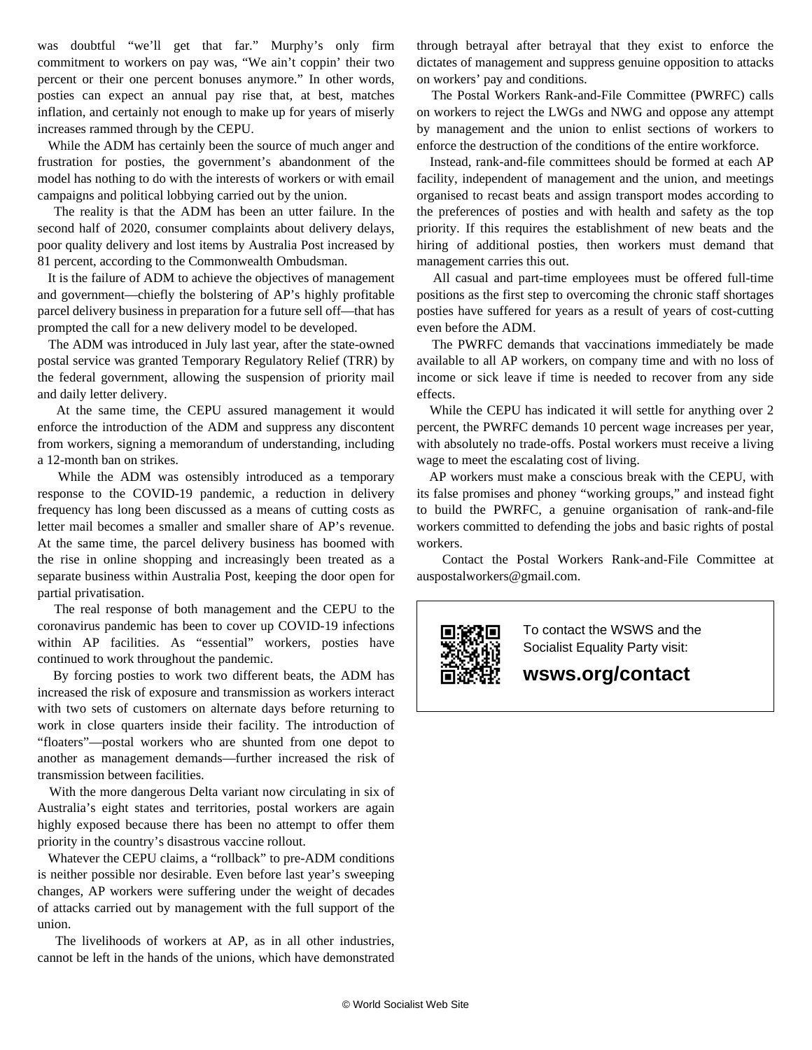was doubtful "we'll get that far." Murphy's only firm commitment to workers on pay was, "We ain't coppin' their two percent or their one percent bonuses anymore." In other words, posties can expect an annual pay rise that, at best, matches inflation, and certainly not enough to make up for years of miserly increases rammed through by the CEPU.

While the ADM has certainly been the source of much anger and frustration for posties, the government's abandonment of the model has nothing to do with the interests of workers or with email campaigns and political lobbying carried out by the union.

The reality is that the ADM has been an utter failure. In the second half of 2020, consumer complaints about delivery delays, poor quality delivery and lost items by Australia Post increased by 81 percent, according to the Commonwealth Ombudsman.

It is the failure of ADM to achieve the objectives of management and government—chiefly the bolstering of AP's highly profitable parcel delivery business in preparation for a future sell off—that has prompted the call for a new delivery model to be developed.

The ADM was introduced in July last year, after the state-owned postal service was granted Temporary Regulatory Relief (TRR) by the federal government, allowing the suspension of priority mail and daily letter delivery.

At the same time, the CEPU assured management it would enforce the introduction of the ADM and suppress any discontent from workers, signing a memorandum of understanding, including a 12-month ban on strikes.

While the ADM was ostensibly introduced as a temporary response to the COVID-19 pandemic, a reduction in delivery frequency has long been discussed as a means of cutting costs as letter mail becomes a smaller and smaller share of AP's revenue. At the same time, the parcel delivery business has boomed with the rise in online shopping and increasingly been treated as a separate business within Australia Post, keeping the door open for partial privatisation.

The real response of both management and the CEPU to the coronavirus pandemic has been to cover up COVID-19 infections within AP facilities. As "essential" workers, posties have continued to work throughout the pandemic.

By forcing posties to work two different beats, the ADM has increased the risk of exposure and transmission as workers interact with two sets of customers on alternate days before returning to work in close quarters inside their facility. The introduction of "floaters"—postal workers who are shunted from one depot to another as management demands—further increased the risk of transmission between facilities.

With the more dangerous Delta variant now circulating in six of Australia's eight states and territories, postal workers are again highly exposed because there has been no attempt to offer them priority in the country's disastrous vaccine rollout.

Whatever the CEPU claims, a "rollback" to pre-ADM conditions is neither possible nor desirable. Even before last year's sweeping changes, AP workers were suffering under the weight of decades of attacks carried out by management with the full support of the union.

The livelihoods of workers at AP, as in all other industries, cannot be left in the hands of the unions, which have demonstrated through betrayal after betrayal that they exist to enforce the dictates of management and suppress genuine opposition to attacks on workers' pay and conditions.

The Postal Workers Rank-and-File Committee (PWRFC) calls on workers to reject the LWGs and NWG and oppose any attempt by management and the union to enlist sections of workers to enforce the destruction of the conditions of the entire workforce.

Instead, rank-and-file committees should be formed at each AP facility, independent of management and the union, and meetings organised to recast beats and assign transport modes according to the preferences of posties and with health and safety as the top priority. If this requires the establishment of new beats and the hiring of additional posties, then workers must demand that management carries this out.

All casual and part-time employees must be offered full-time positions as the first step to overcoming the chronic staff shortages posties have suffered for years as a result of years of cost-cutting even before the ADM.

The PWRFC demands that vaccinations immediately be made available to all AP workers, on company time and with no loss of income or sick leave if time is needed to recover from any side effects.

While the CEPU has indicated it will settle for anything over 2 percent, the PWRFC demands 10 percent wage increases per year, with absolutely no trade-offs. Postal workers must receive a living wage to meet the escalating cost of living.

AP workers must make a conscious break with the CEPU, with its false promises and phoney "working groups," and instead fight to build the PWRFC, a genuine organisation of rank-and-file workers committed to defending the jobs and basic rights of postal workers.

Contact the Postal Workers Rank-and-File Committee at auspostalworkers@gmail.com.

To contact the WSWS and the Socialist Equality Party visit:

**wsws.org/contact**